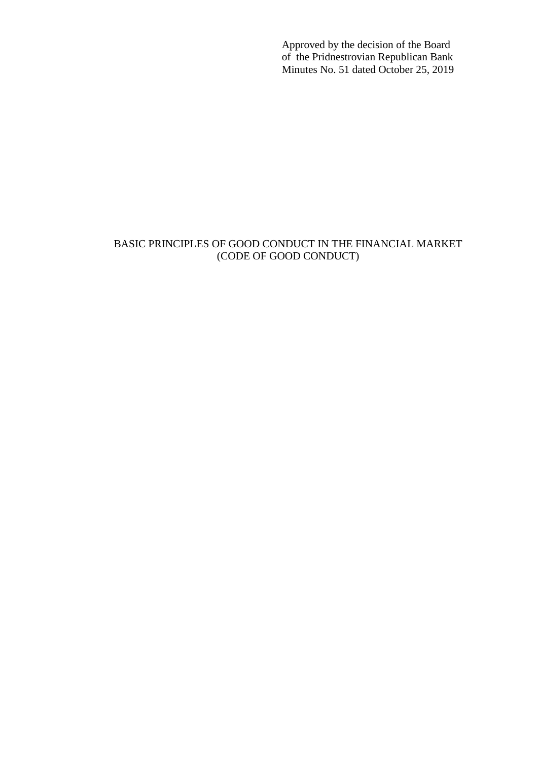Approved by the decision of the Board
of the Pridnestrovian Republican Bank
Minutes No. 51 dated October 25, 2019

# BASIC PRINCIPLES OF GOOD CONDUCT IN THE FINANCIAL MARKET (CODE OF GOOD CONDUCT)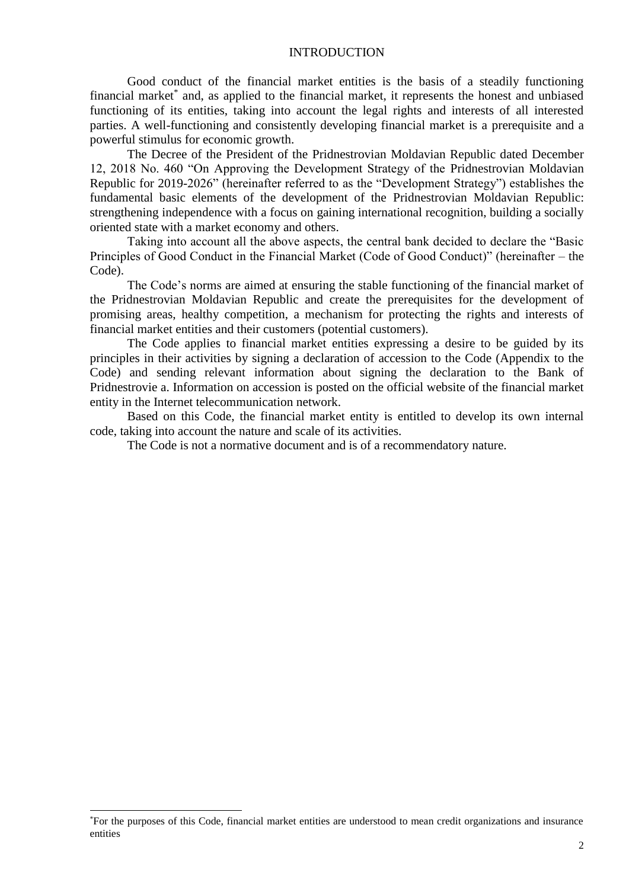# INTRODUCTION

Good conduct of the financial market entities is the basis of a steadily functioning financial market[*] and, as applied to the financial market, it represents the honest and unbiased functioning of its entities, taking into account the legal rights and interests of all interested parties. A well-functioning and consistently developing financial market is a prerequisite and a powerful stimulus for economic growth.

The Decree of the President of the Pridnestrovian Moldavian Republic dated December 12, 2018 No. 460 "On Approving the Development Strategy of the Pridnestrovian Moldavian Republic for 2019-2026" (hereinafter referred to as the "Development Strategy") establishes the fundamental basic elements of the development of the Pridnestrovian Moldavian Republic: strengthening independence with a focus on gaining international recognition, building a socially oriented state with a market economy and others.

Taking into account all the above aspects, the central bank decided to declare the "Basic Principles of Good Conduct in the Financial Market (Code of Good Conduct)" (hereinafter – the Code).

The Code's norms are aimed at ensuring the stable functioning of the financial market of the Pridnestrovian Moldavian Republic and create the prerequisites for the development of promising areas, healthy competition, a mechanism for protecting the rights and interests of financial market entities and their customers (potential customers).

The Code applies to financial market entities expressing a desire to be guided by its principles in their activities by signing a declaration of accession to the Code (Appendix to the Code) and sending relevant information about signing the declaration to the Bank of Pridnestrovie a. Information on accession is posted on the official website of the financial market entity in the Internet telecommunication network.

Based on this Code, the financial market entity is entitled to develop its own internal code, taking into account the nature and scale of its activities.

The Code is not a normative document and is of a recommendatory nature.

---

[*] For the purposes of this Code, financial market entities are understood to mean credit organizations and insurance entities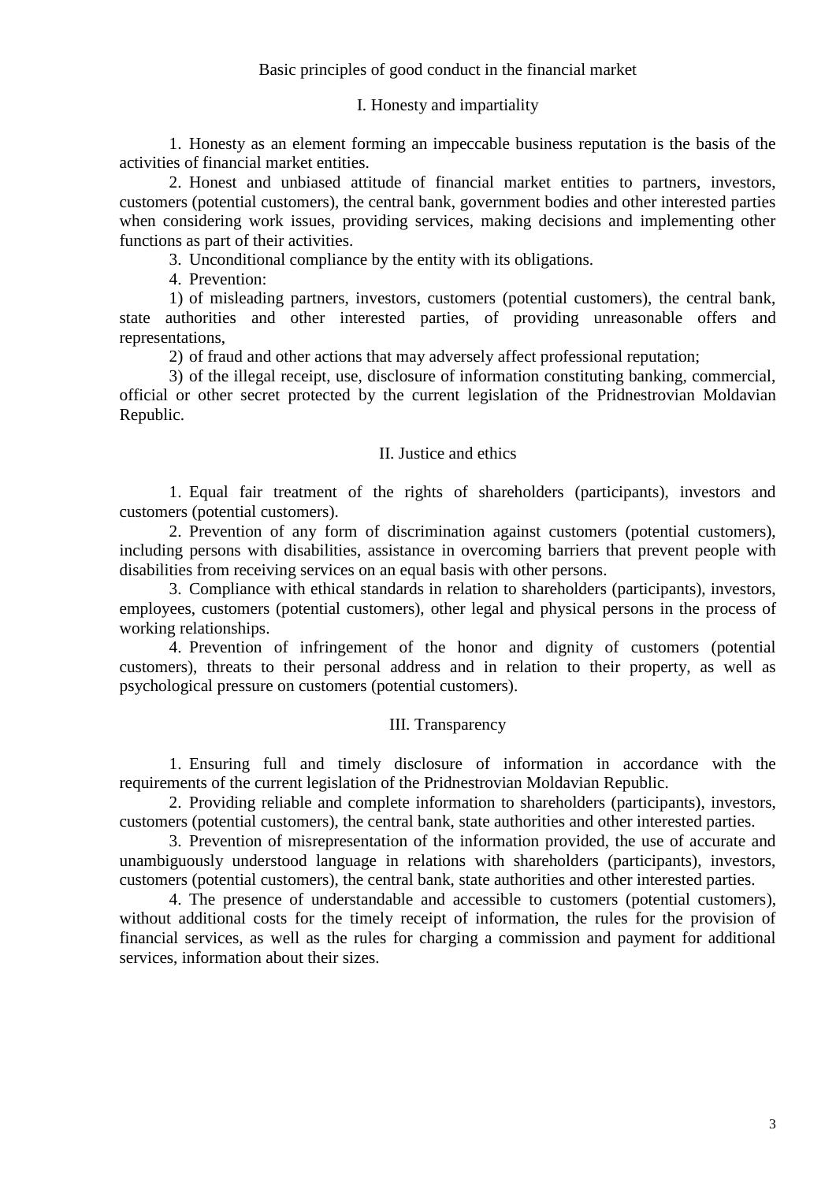## Basic principles of good conduct in the financial market

### I. Honesty and impartiality

1. Honesty as an element forming an impeccable business reputation is the basis of the activities of financial market entities.

2. Honest and unbiased attitude of financial market entities to partners, investors, customers (potential customers), the central bank, government bodies and other interested parties when considering work issues, providing services, making decisions and implementing other functions as part of their activities.

3. Unconditional compliance by the entity with its obligations.

4. Prevention:

1) of misleading partners, investors, customers (potential customers), the central bank, state authorities and other interested parties, of providing unreasonable offers and representations,

2) of fraud and other actions that may adversely affect professional reputation;

3) of the illegal receipt, use, disclosure of information constituting banking, commercial, official or other secret protected by the current legislation of the Pridnestrovian Moldavian Republic.

### II. Justice and ethics

1. Equal fair treatment of the rights of shareholders (participants), investors and customers (potential customers).

2. Prevention of any form of discrimination against customers (potential customers), including persons with disabilities, assistance in overcoming barriers that prevent people with disabilities from receiving services on an equal basis with other persons.

3. Compliance with ethical standards in relation to shareholders (participants), investors, employees, customers (potential customers), other legal and physical persons in the process of working relationships.

4. Prevention of infringement of the honor and dignity of customers (potential customers), threats to their personal address and in relation to their property, as well as psychological pressure on customers (potential customers).

### III. Transparency

1. Ensuring full and timely disclosure of information in accordance with the requirements of the current legislation of the Pridnestrovian Moldavian Republic.

2. Providing reliable and complete information to shareholders (participants), investors, customers (potential customers), the central bank, state authorities and other interested parties.

3. Prevention of misrepresentation of the information provided, the use of accurate and unambiguously understood language in relations with shareholders (participants), investors, customers (potential customers), the central bank, state authorities and other interested parties.

4. The presence of understandable and accessible to customers (potential customers), without additional costs for the timely receipt of information, the rules for the provision of financial services, as well as the rules for charging a commission and payment for additional services, information about their sizes.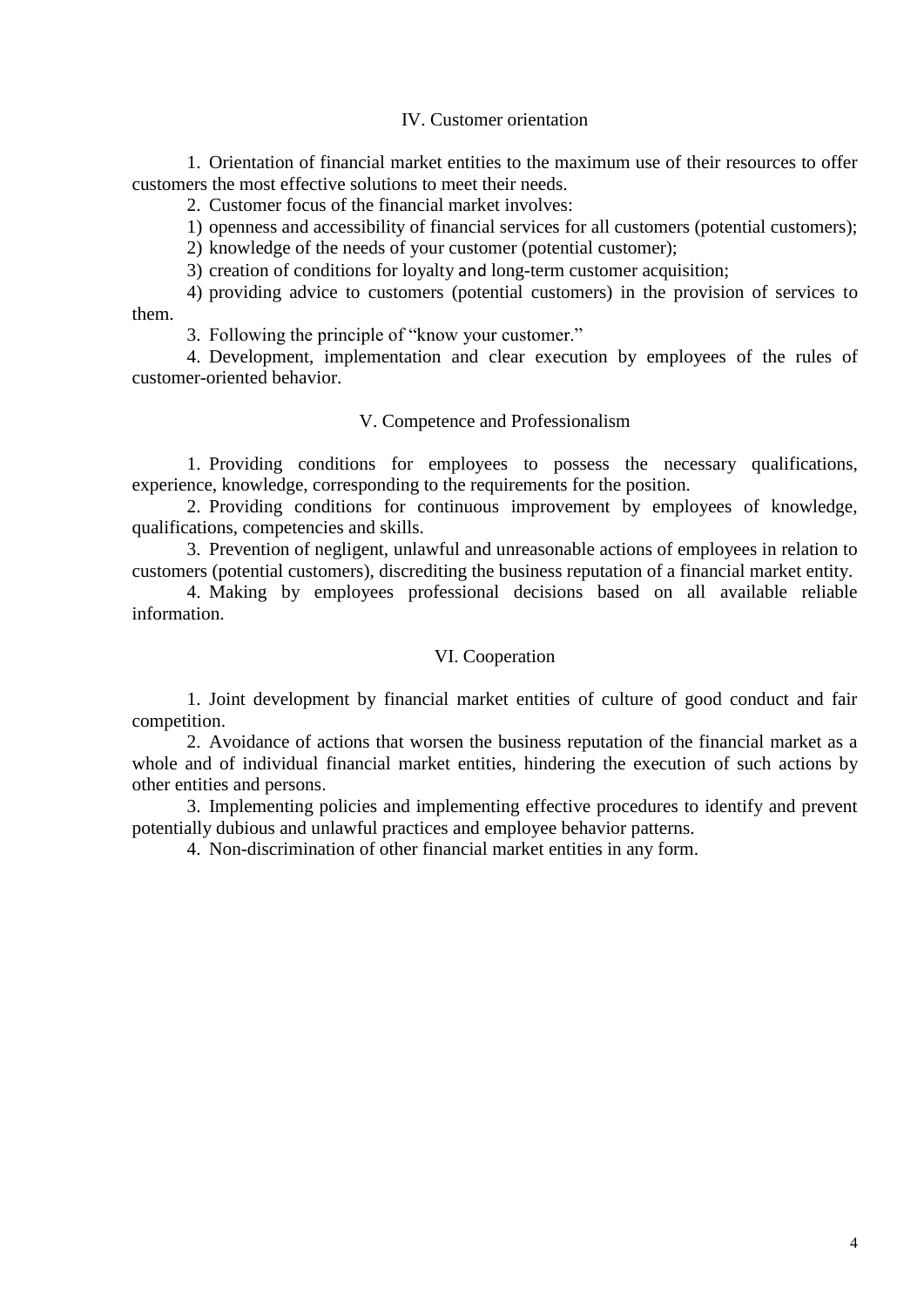## IV. Customer orientation

1. Orientation of financial market entities to the maximum use of their resources to offer customers the most effective solutions to meet their needs.

2. Customer focus of the financial market involves:

1) openness and accessibility of financial services for all customers (potential customers);

2) knowledge of the needs of your customer (potential customer);

3) creation of conditions for loyalty and long-term customer acquisition;

4) providing advice to customers (potential customers) in the provision of services to them.

3. Following the principle of "know your customer."

4. Development, implementation and clear execution by employees of the rules of customer-oriented behavior.

## V. Competence and Professionalism

1. Providing conditions for employees to possess the necessary qualifications, experience, knowledge, corresponding to the requirements for the position.

2. Providing conditions for continuous improvement by employees of knowledge, qualifications, competencies and skills.

3. Prevention of negligent, unlawful and unreasonable actions of employees in relation to customers (potential customers), discrediting the business reputation of a financial market entity.

4. Making by employees professional decisions based on all available reliable information.

## VI. Cooperation

1. Joint development by financial market entities of culture of good conduct and fair competition.

2. Avoidance of actions that worsen the business reputation of the financial market as a whole and of individual financial market entities, hindering the execution of such actions by other entities and persons.

3. Implementing policies and implementing effective procedures to identify and prevent potentially dubious and unlawful practices and employee behavior patterns.

4. Non-discrimination of other financial market entities in any form.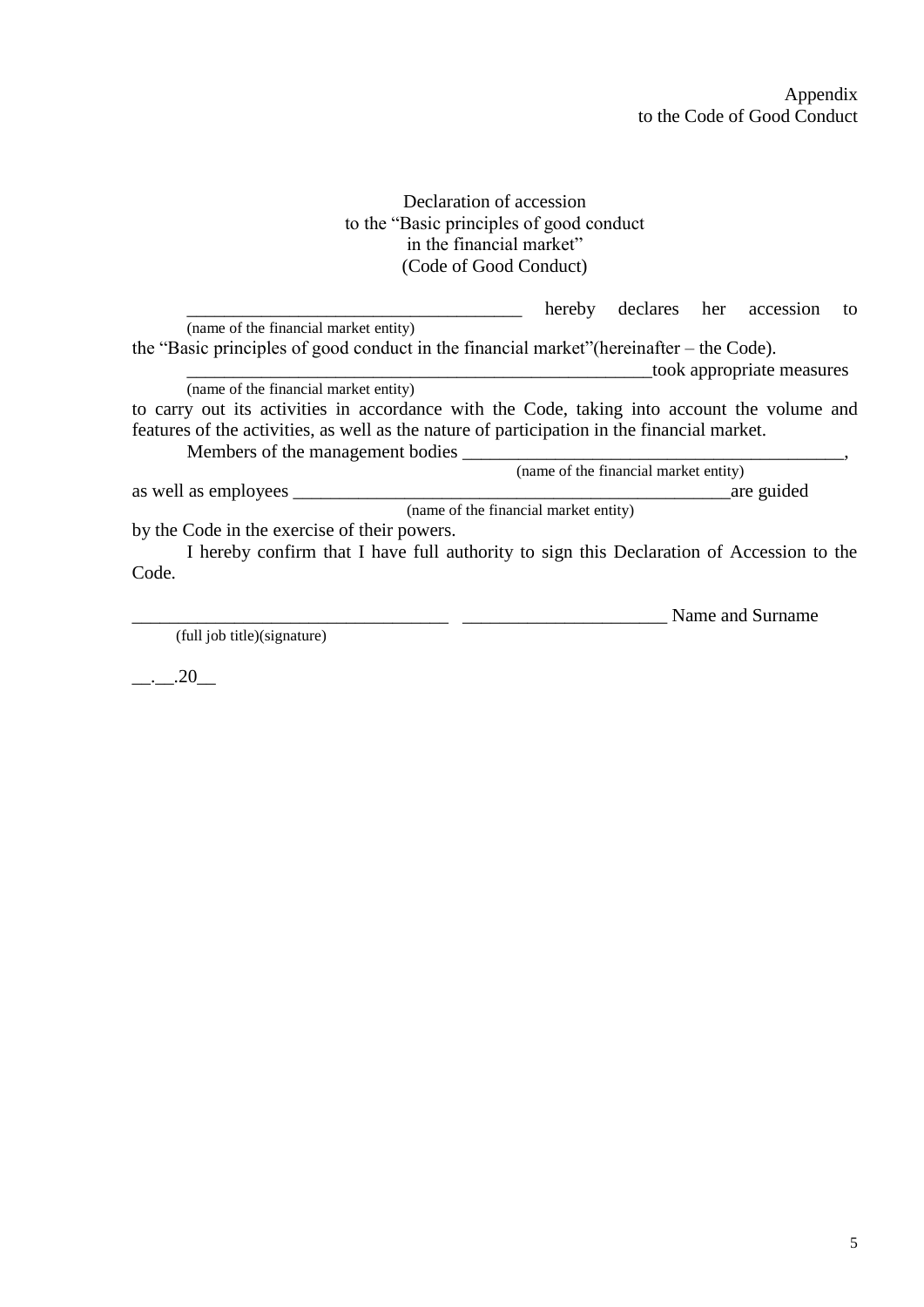Appendix
to the Code of Good Conduct

Declaration of accession
to the "Basic principles of good conduct
in the financial market"
(Code of Good Conduct)

____________________________________ hereby declares her accession to
(name of the financial market entity)
the "Basic principles of good conduct in the financial market"(hereinafter – the Code).

__________________________________________________took appropriate measures
(name of the financial market entity)
to carry out its activities in accordance with the Code, taking into account the volume and features of the activities, as well as the nature of participation in the financial market.

Members of the management bodies ________________________________________,
(name of the financial market entity)
as well as employees _______________________________________________are guided
(name of the financial market entity)
by the Code in the exercise of their powers.

I hereby confirm that I have full authority to sign this Declaration of Accession to the Code.

__________________________________ ______________________ Name and Surname
(full job title)(signature)

__.__.20__